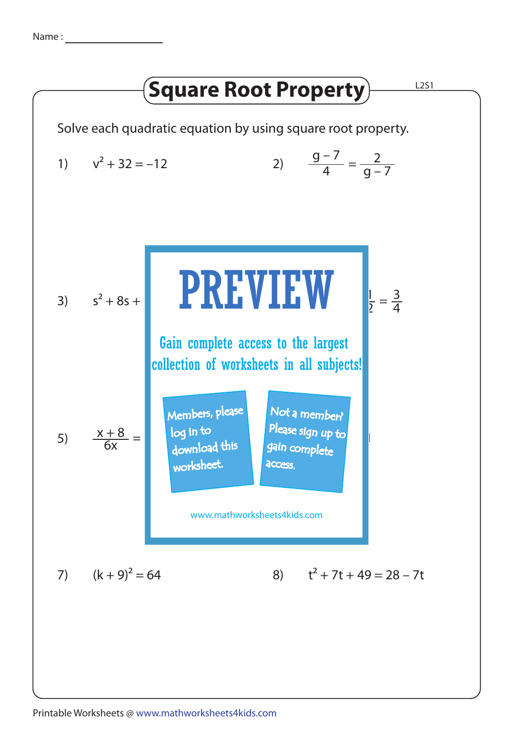Name : ____________________

# Square Root Property

L2S1

Solve each quadratic equation by using square root property.

1) $v^2 + 32 = -12$

2) $\frac{g-7}{4} = \frac{2}{g-7}$

3) $s^2 + 8s +$ ... $\frac{1}{2} = \frac{3}{4}$

5) $\frac{x+8}{6x} =$ ...

PREVIEW

Gain complete access to the largest collection of worksheets in all subjects!

Members, please log in to download this worksheet.

Not a member? Please sign up to gain complete access.

www.mathworksheets4kids.com

7) $(k + 9)^2 = 64$

8) $t^2 + 7t + 49 = 28 - 7t$

Printable Worksheets @ www.mathworksheets4kids.com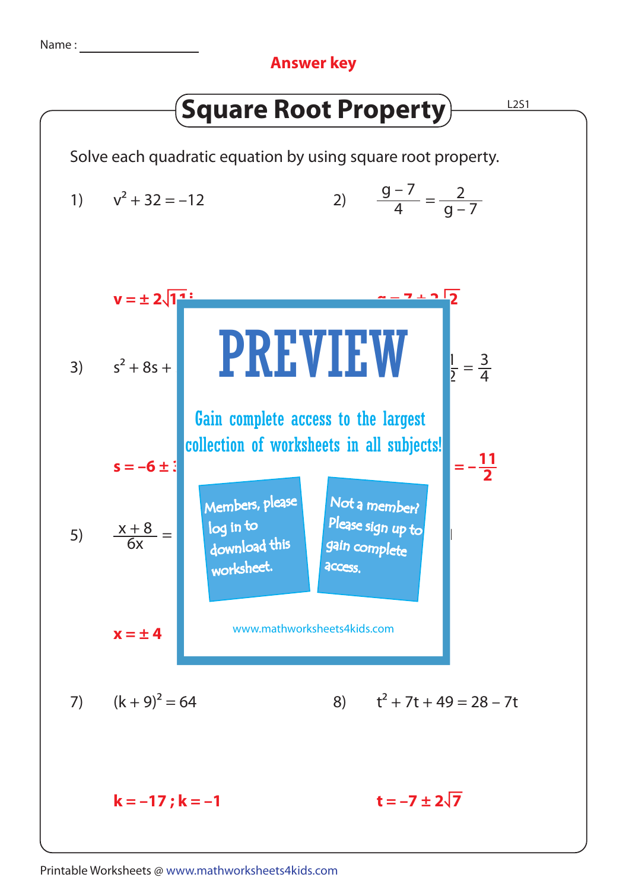Name :

**Answer key**

# Square Root Property

L2S1

Solve each quadratic equation by using square root property.

1) $v^2 + 32 = -12$

**$v = \pm 2\sqrt{11}i$**

2) $\dfrac{g-7}{4} = \dfrac{2}{g-7}$

**$g = 7 \pm 2\sqrt{2}$**

3) $s^2 + 8s +$

**$s = -6 \pm$**

4) $\dfrac{1}{2} = \dfrac{3}{4}$

**$= -\dfrac{11}{2}$**

5) $\dfrac{x+8}{6x} =$

**$x = \pm 4$**

PREVIEW

Gain complete access to the largest collection of worksheets in all subjects!

Members, please log in to download this worksheet.

Not a member? Please sign up to gain complete access.

www.mathworksheets4kids.com

7) $(k+9)^2 = 64$

**$k = -17$ ; $k = -1$**

8) $t^2 + 7t + 49 = 28 - 7t$

**$t = -7 \pm 2\sqrt{7}$**

Printable Worksheets @ www.mathworksheets4kids.com